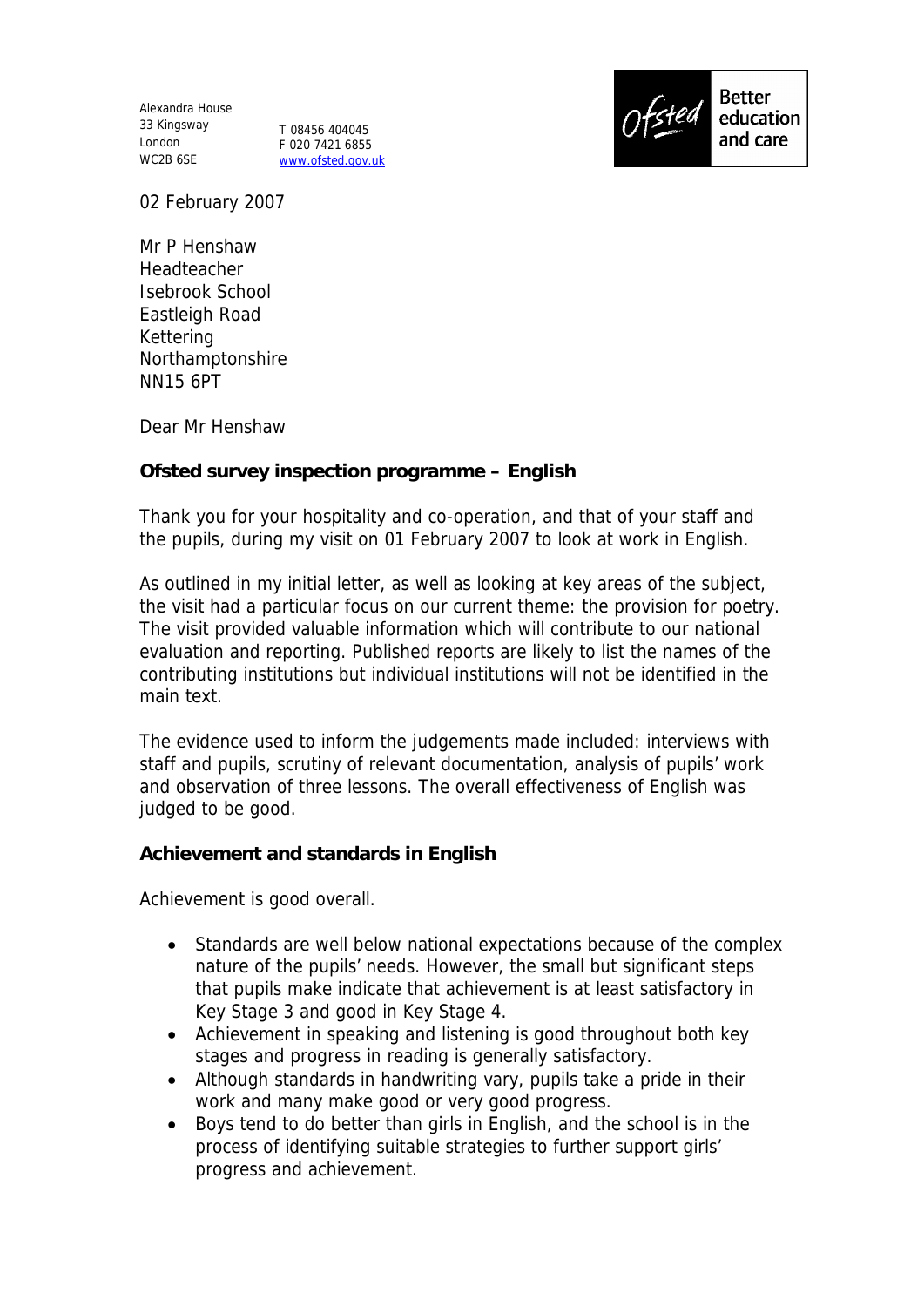Alexandra House
33 Kingsway
London
WC2B 6SE

T 08456 404045
F 020 7421 6855
www.ofsted.gov.uk

Ofsted — Better education and care

02 February 2007

Mr P Henshaw
Headteacher
Isebrook School
Eastleigh Road
Kettering
Northamptonshire
NN15 6PT

Dear Mr Henshaw

**Ofsted survey inspection programme – English**

Thank you for your hospitality and co-operation, and that of your staff and the pupils, during my visit on 01 February 2007 to look at work in English.

As outlined in my initial letter, as well as looking at key areas of the subject, the visit had a particular focus on our current theme: the provision for poetry. The visit provided valuable information which will contribute to our national evaluation and reporting. Published reports are likely to list the names of the contributing institutions but individual institutions will not be identified in the main text.

The evidence used to inform the judgements made included: interviews with staff and pupils, scrutiny of relevant documentation, analysis of pupils' work and observation of three lessons. The overall effectiveness of English was judged to be good.

**Achievement and standards in English**

Achievement is good overall.

- Standards are well below national expectations because of the complex nature of the pupils' needs. However, the small but significant steps that pupils make indicate that achievement is at least satisfactory in Key Stage 3 and good in Key Stage 4.
- Achievement in speaking and listening is good throughout both key stages and progress in reading is generally satisfactory.
- Although standards in handwriting vary, pupils take a pride in their work and many make good or very good progress.
- Boys tend to do better than girls in English, and the school is in the process of identifying suitable strategies to further support girls' progress and achievement.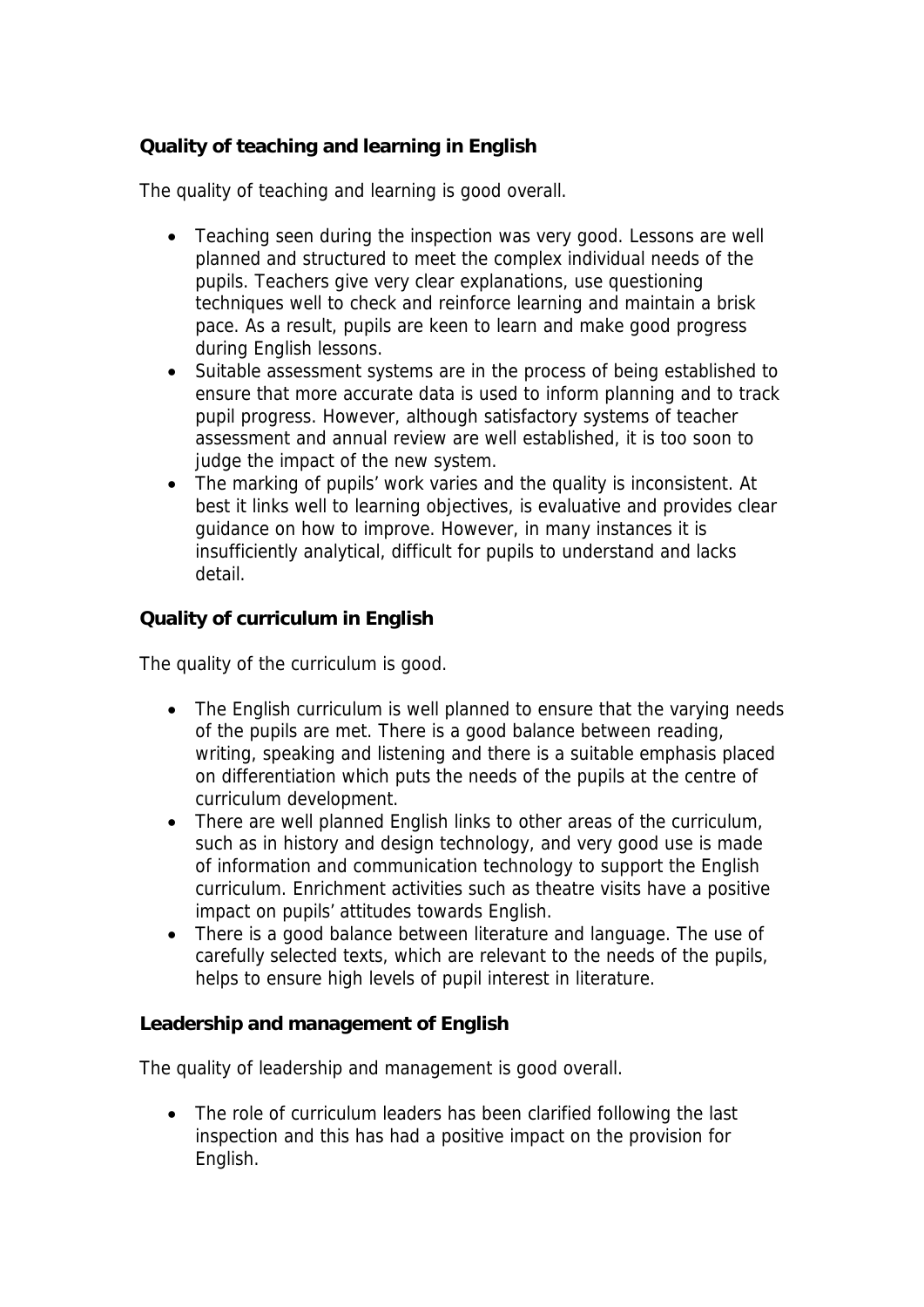### Quality of teaching and learning in English

The quality of teaching and learning is good overall.

- Teaching seen during the inspection was very good. Lessons are well planned and structured to meet the complex individual needs of the pupils. Teachers give very clear explanations, use questioning techniques well to check and reinforce learning and maintain a brisk pace. As a result, pupils are keen to learn and make good progress during English lessons.
- Suitable assessment systems are in the process of being established to ensure that more accurate data is used to inform planning and to track pupil progress. However, although satisfactory systems of teacher assessment and annual review are well established, it is too soon to judge the impact of the new system.
- The marking of pupils' work varies and the quality is inconsistent. At best it links well to learning objectives, is evaluative and provides clear guidance on how to improve. However, in many instances it is insufficiently analytical, difficult for pupils to understand and lacks detail.

### Quality of curriculum in English

The quality of the curriculum is good.

- The English curriculum is well planned to ensure that the varying needs of the pupils are met. There is a good balance between reading, writing, speaking and listening and there is a suitable emphasis placed on differentiation which puts the needs of the pupils at the centre of curriculum development.
- There are well planned English links to other areas of the curriculum, such as in history and design technology, and very good use is made of information and communication technology to support the English curriculum. Enrichment activities such as theatre visits have a positive impact on pupils' attitudes towards English.
- There is a good balance between literature and language. The use of carefully selected texts, which are relevant to the needs of the pupils, helps to ensure high levels of pupil interest in literature.

### Leadership and management of English

The quality of leadership and management is good overall.

- The role of curriculum leaders has been clarified following the last inspection and this has had a positive impact on the provision for English.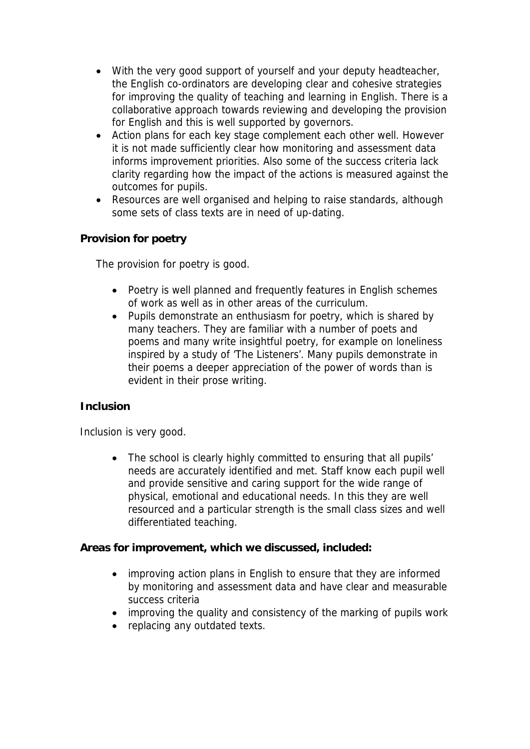- With the very good support of yourself and your deputy headteacher, the English co-ordinators are developing clear and cohesive strategies for improving the quality of teaching and learning in English. There is a collaborative approach towards reviewing and developing the provision for English and this is well supported by governors.
- Action plans for each key stage complement each other well. However it is not made sufficiently clear how monitoring and assessment data informs improvement priorities. Also some of the success criteria lack clarity regarding how the impact of the actions is measured against the outcomes for pupils.
- Resources are well organised and helping to raise standards, although some sets of class texts are in need of up-dating.

**Provision for poetry**

The provision for poetry is good.

- Poetry is well planned and frequently features in English schemes of work as well as in other areas of the curriculum.
- Pupils demonstrate an enthusiasm for poetry, which is shared by many teachers. They are familiar with a number of poets and poems and many write insightful poetry, for example on loneliness inspired by a study of 'The Listeners'. Many pupils demonstrate in their poems a deeper appreciation of the power of words than is evident in their prose writing.

**Inclusion**

Inclusion is very good.

- The school is clearly highly committed to ensuring that all pupils' needs are accurately identified and met. Staff know each pupil well and provide sensitive and caring support for the wide range of physical, emotional and educational needs. In this they are well resourced and a particular strength is the small class sizes and well differentiated teaching.

**Areas for improvement, which we discussed, included:**

- improving action plans in English to ensure that they are informed by monitoring and assessment data and have clear and measurable success criteria
- improving the quality and consistency of the marking of pupils work
- replacing any outdated texts.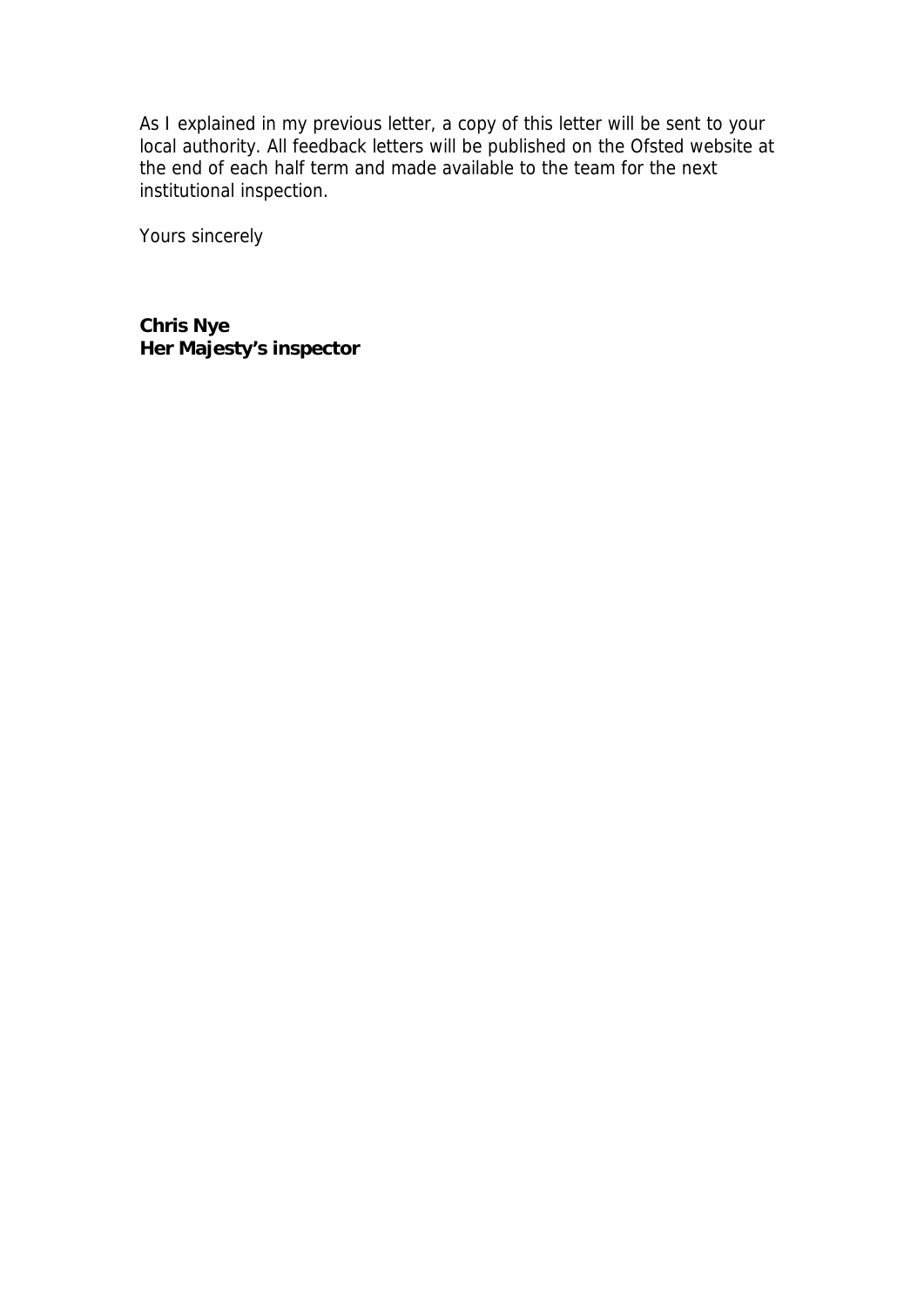As I explained in my previous letter, a copy of this letter will be sent to your local authority. All feedback letters will be published on the Ofsted website at the end of each half term and made available to the team for the next institutional inspection.

Yours sincerely

**Chris Nye**
**Her Majesty's inspector**